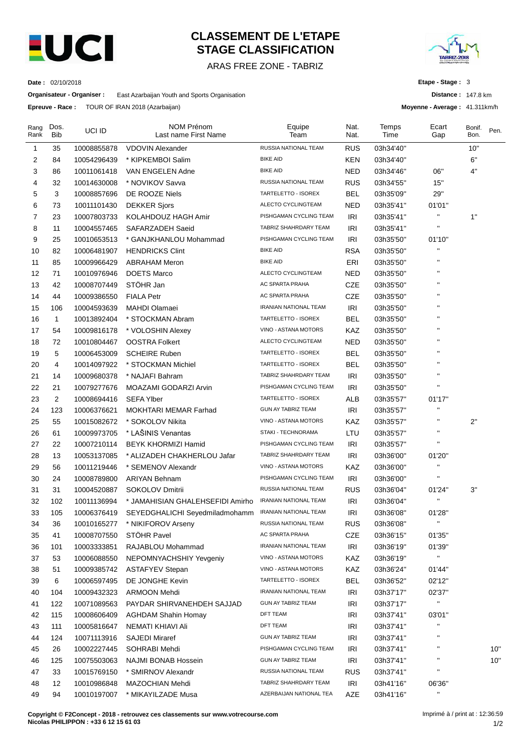# CLASSEMENT DE L'ETAPE
# STAGE CLASSIFICATION

ARAS FREE ZONE - TABRIZ

**Date :** 02/10/2018

**Organisateur - Organiser :** East Azarbaijan Youth and Sports Organisation

**Epreuve - Race :** TOUR OF IRAN 2018 (Azarbaijan)

**Etape - Stage :** 3

**Distance :** 147.8 km

**Moyenne - Average :** 41.311km/h

| Rang Rank | Dos. Bib | UCI ID | NOM Prénom Last name First Name | Equipe Team | Nat. Nat. | Temps Time | Ecart Gap | Bonif. Bon. | Pen. |
|---|---|---|---|---|---|---|---|---|---|
| 1 | 35 | 10008855878 | VDOVIN Alexander | RUSSIA NATIONAL TEAM | RUS | 03h34'40'' | | 10'' | |
| 2 | 84 | 10054296439 | * KIPKEMBOI Salim | BIKE AID | KEN | 03h34'40'' | | 6'' | |
| 3 | 86 | 10011061418 | VAN ENGELEN Adne | BIKE AID | NED | 03h34'46'' | 06'' | 4'' | |
| 4 | 32 | 10014630008 | * NOVIKOV Savva | RUSSIA NATIONAL TEAM | RUS | 03h34'55'' | 15'' | | |
| 5 | 3 | 10008857696 | DE ROOZE Niels | TARTELETTO - ISOREX | BEL | 03h35'09'' | 29'' | | |
| 6 | 73 | 10011101430 | DEKKER Sjors | ALECTO CYCLINGTEAM | NED | 03h35'41'' | 01'01'' | | |
| 7 | 23 | 10007803733 | KOLAHDOUZ HAGH Amir | PISHGAMAN CYCLING TEAM | IRI | 03h35'41'' | '' | 1'' | |
| 8 | 11 | 10004557465 | SAFARZADEH Saeid | TABRIZ SHAHRDARY TEAM | IRI | 03h35'41'' | '' | | |
| 9 | 25 | 10010653513 | * GANJKHANLOU Mohammad | PISHGAMAN CYCLING TEAM | IRI | 03h35'50'' | 01'10'' | | |
| 10 | 82 | 10006481907 | HENDRICKS Clint | BIKE AID | RSA | 03h35'50'' | '' | | |
| 11 | 85 | 10009966429 | ABRAHAM Meron | BIKE AID | ERI | 03h35'50'' | '' | | |
| 12 | 71 | 10010976946 | DOETS Marco | ALECTO CYCLINGTEAM | NED | 03h35'50'' | '' | | |
| 13 | 42 | 10008707449 | STÖHR Jan | AC SPARTA PRAHA | CZE | 03h35'50'' | '' | | |
| 14 | 44 | 10009386550 | FIALA Petr | AC SPARTA PRAHA | CZE | 03h35'50'' | '' | | |
| 15 | 106 | 10004593639 | MAHDI Olamaei | IRANIAN NATIONAL TEAM | IRI | 03h35'50'' | '' | | |
| 16 | 1 | 10013892404 | * STOCKMAN Abram | TARTELETTO - ISOREX | BEL | 03h35'50'' | '' | | |
| 17 | 54 | 10009816178 | * VOLOSHIN Alexey | VINO - ASTANA MOTORS | KAZ | 03h35'50'' | '' | | |
| 18 | 72 | 10010804467 | OOSTRA Folkert | ALECTO CYCLINGTEAM | NED | 03h35'50'' | '' | | |
| 19 | 5 | 10006453009 | SCHEIRE Ruben | TARTELETTO - ISOREX | BEL | 03h35'50'' | '' | | |
| 20 | 4 | 10014097922 | * STOCKMAN Michiel | TARTELETTO - ISOREX | BEL | 03h35'50'' | '' | | |
| 21 | 14 | 10009680378 | * NAJAFI Bahram | TABRIZ SHAHRDARY TEAM | IRI | 03h35'50'' | '' | | |
| 22 | 21 | 10079277676 | MOAZAMI GODARZI Arvin | PISHGAMAN CYCLING TEAM | IRI | 03h35'50'' | '' | | |
| 23 | 2 | 10008694416 | SEFA Ylber | TARTELETTO - ISOREX | ALB | 03h35'57'' | 01'17'' | | |
| 24 | 123 | 10006376621 | MOKHTARI MEMAR Farhad | GUN AY TABRIZ TEAM | IRI | 03h35'57'' | '' | | |
| 25 | 55 | 10015082672 | * SOKOLOV Nikita | VINO - ASTANA MOTORS | KAZ | 03h35'57'' | '' | 2'' | |
| 26 | 61 | 10009973705 | * LAŠINIS Venantas | STAKI - TECHNORAMA | LTU | 03h35'57'' | '' | | |
| 27 | 22 | 10007210114 | BEYK KHORMIZI Hamid | PISHGAMAN CYCLING TEAM | IRI | 03h35'57'' | '' | | |
| 28 | 13 | 10053137085 | * ALIZADEH CHAKHERLOU Jafar | TABRIZ SHAHRDARY TEAM | IRI | 03h36'00'' | 01'20'' | | |
| 29 | 56 | 10011219446 | * SEMENOV Alexandr | VINO - ASTANA MOTORS | KAZ | 03h36'00'' | '' | | |
| 30 | 24 | 10008789800 | ARIYAN Behnam | PISHGAMAN CYCLING TEAM | IRI | 03h36'00'' | '' | | |
| 31 | 31 | 10004520887 | SOKOLOV Dmitrii | RUSSIA NATIONAL TEAM | RUS | 03h36'04'' | 01'24'' | 3'' | |
| 32 | 102 | 10011136994 | * JAMAHISIAN GHALEHSEFIDI Amirho | IRANIAN NATIONAL TEAM | IRI | 03h36'04'' | '' | | |
| 33 | 105 | 10006376419 | SEYEDGHALICHI Seyedmiladmohamm | IRANIAN NATIONAL TEAM | IRI | 03h36'08'' | 01'28'' | | |
| 34 | 36 | 10010165277 | * NIKIFOROV Arseny | RUSSIA NATIONAL TEAM | RUS | 03h36'08'' | '' | | |
| 35 | 41 | 10008707550 | STÖHR Pavel | AC SPARTA PRAHA | CZE | 03h36'15'' | 01'35'' | | |
| 36 | 101 | 10003333851 | RAJABLOU Mohammad | IRANIAN NATIONAL TEAM | IRI | 03h36'19'' | 01'39'' | | |
| 37 | 53 | 10006088550 | NEPOMNYACHSHIY Yevgeniy | VINO - ASTANA MOTORS | KAZ | 03h36'19'' | '' | | |
| 38 | 51 | 10009385742 | ASTAFYEV Stepan | VINO - ASTANA MOTORS | KAZ | 03h36'24'' | 01'44'' | | |
| 39 | 6 | 10006597495 | DE JONGHE Kevin | TARTELETTO - ISOREX | BEL | 03h36'52'' | 02'12'' | | |
| 40 | 104 | 10009432323 | ARMOON Mehdi | IRANIAN NATIONAL TEAM | IRI | 03h37'17'' | 02'37'' | | |
| 41 | 122 | 10071089563 | PAYDAR SHIRVANEHDEH SAJJAD | GUN AY TABRIZ TEAM | IRI | 03h37'17'' | '' | | |
| 42 | 115 | 10008606409 | AGHDAM Shahin Homay | DFT TEAM | IRI | 03h37'41'' | 03'01'' | | |
| 43 | 111 | 10005816647 | NEMATI KHIAVI Ali | DFT TEAM | IRI | 03h37'41'' | '' | | |
| 44 | 124 | 10071113916 | SAJEDI Miraref | GUN AY TABRIZ TEAM | IRI | 03h37'41'' | '' | | |
| 45 | 26 | 10002227445 | SOHRABI Mehdi | PISHGAMAN CYCLING TEAM | IRI | 03h37'41'' | '' | | 10'' |
| 46 | 125 | 10075503063 | NAJMI BONAB Hossein | GUN AY TABRIZ TEAM | IRI | 03h37'41'' | '' | | 10'' |
| 47 | 33 | 10015769150 | * SMIRNOV Alexandr | RUSSIA NATIONAL TEAM | RUS | 03h37'41'' | '' | | |
| 48 | 12 | 10010986848 | MAZOCHIAN Mehdi | TABRIZ SHAHRDARY TEAM | IRI | 03h41'16'' | 06'36'' | | |
| 49 | 94 | 10010197007 | * MIKAYILZADE Musa | AZERBAIJAN NATIONAL TEA | AZE | 03h41'16'' | '' | | |

**Copyright © F2Concept - 2018 - retrouvez ces classements sur www.votrecourse.com**
**Nicolas PHILIPPON : +33 6 12 15 61 03**

Imprimé à / print at : 12:36:59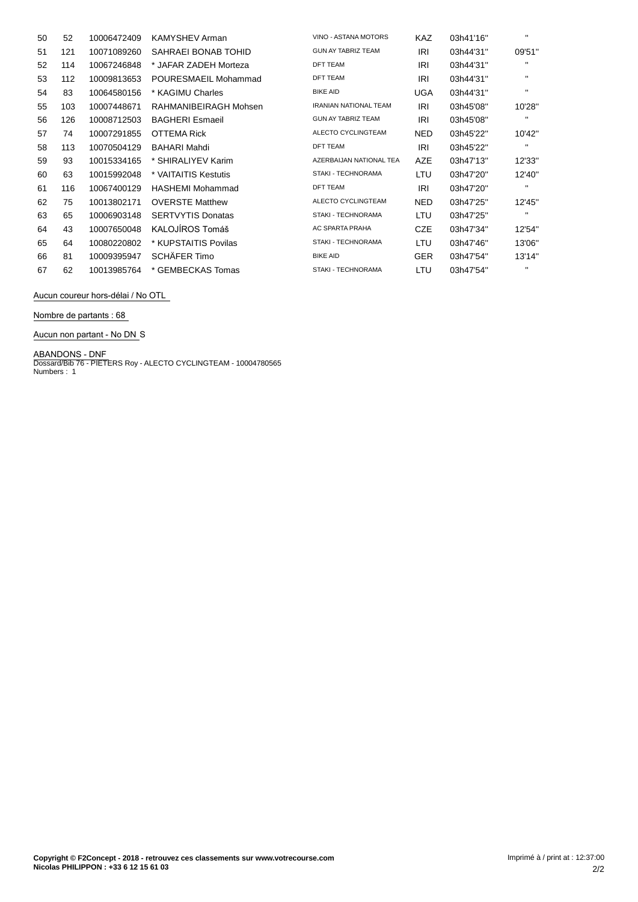| | | | | | | | |
|---|---|---|---|---|---|---|---|
| 50 | 52 | 10006472409 | KAMYSHEV Arman | VINO - ASTANA MOTORS | KAZ | 03h41'16'' | " |
| 51 | 121 | 10071089260 | SAHRAEI BONAB TOHID | GUN AY TABRIZ TEAM | IRI | 03h44'31'' | 09'51'' |
| 52 | 114 | 10067246848 | * JAFAR ZADEH Morteza | DFT TEAM | IRI | 03h44'31'' | " |
| 53 | 112 | 10009813653 | POURESMAEIL Mohammad | DFT TEAM | IRI | 03h44'31'' | " |
| 54 | 83 | 10064580156 | * KAGIMU Charles | BIKE AID | UGA | 03h44'31'' | " |
| 55 | 103 | 10007448671 | RAHMANIBEIRAGH Mohsen | IRANIAN NATIONAL TEAM | IRI | 03h45'08'' | 10'28'' |
| 56 | 126 | 10008712503 | BAGHERI Esmaeil | GUN AY TABRIZ TEAM | IRI | 03h45'08'' | " |
| 57 | 74 | 10007291855 | OTTEMA Rick | ALECTO CYCLINGTEAM | NED | 03h45'22'' | 10'42'' |
| 58 | 113 | 10070504129 | BAHARI Mahdi | DFT TEAM | IRI | 03h45'22'' | " |
| 59 | 93 | 10015334165 | * SHIRALIYEV Karim | AZERBAIJAN NATIONAL TEA | AZE | 03h47'13'' | 12'33'' |
| 60 | 63 | 10015992048 | * VAITAITIS Kestutis | STAKI - TECHNORAMA | LTU | 03h47'20'' | 12'40'' |
| 61 | 116 | 10067400129 | HASHEMI Mohammad | DFT TEAM | IRI | 03h47'20'' | " |
| 62 | 75 | 10013802171 | OVERSTE Matthew | ALECTO CYCLINGTEAM | NED | 03h47'25'' | 12'45'' |
| 63 | 65 | 10006903148 | SERTVYTIS Donatas | STAKI - TECHNORAMA | LTU | 03h47'25'' | " |
| 64 | 43 | 10007650048 | KALOJÍROS Tomáš | AC SPARTA PRAHA | CZE | 03h47'34'' | 12'54'' |
| 65 | 64 | 10080220802 | * KUPSTAITIS Povilas | STAKI - TECHNORAMA | LTU | 03h47'46'' | 13'06'' |
| 66 | 81 | 10009395947 | SCHÄFER Timo | BIKE AID | GER | 03h47'54'' | 13'14'' |
| 67 | 62 | 10013985764 | * GEMBECKAS Tomas | STAKI - TECHNORAMA | LTU | 03h47'54'' | " |

Aucun coureur hors-délai / No OTL

Nombre de partants : 68

Aucun non partant - No DNS

ABANDONS - DNF
Dossard/Bib 76 - PIETERS Roy - ALECTO CYCLINGTEAM - 10004780565
Numbers : 1

**Copyright © F2Concept - 2018 - retrouvez ces classements sur www.votrecourse.com**
**Nicolas PHILIPPON : +33 6 12 15 61 03**

Imprimé à / print at : 12:37:00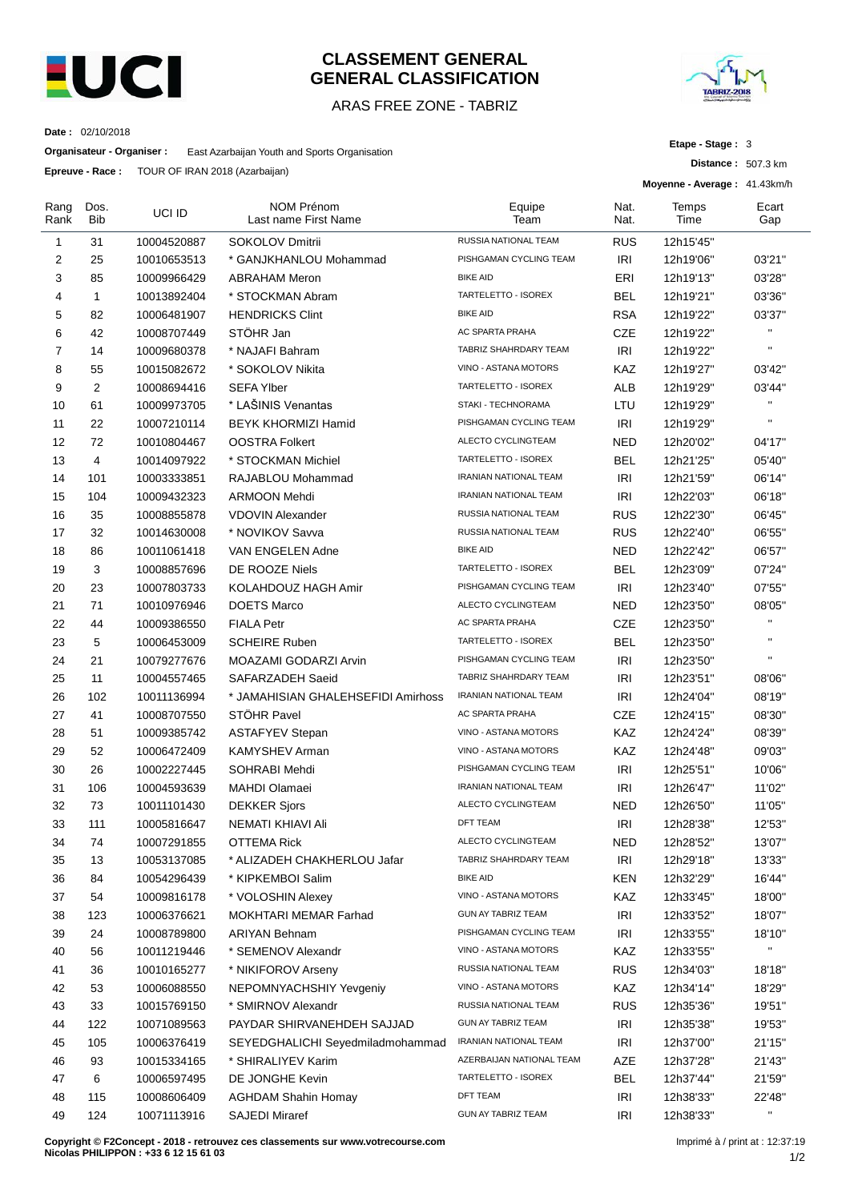# CLASSEMENT GENERAL
# GENERAL CLASSIFICATION

ARAS FREE ZONE - TABRIZ

**Date :** 02/10/2018

**Organisateur - Organiser :** East Azarbaijan Youth and Sports Organisation

**Epreuve - Race :** TOUR OF IRAN 2018 (Azarbaijan)

**Etape - Stage :** 3

**Distance :** 507.3 km

**Moyenne - Average :** 41.43km/h

| Rang Rank | Dos. Bib | UCI ID | NOM Prénom Last name First Name | Equipe Team | Nat. Nat. | Temps Time | Ecart Gap |
|---|---|---|---|---|---|---|---|
| 1 | 31 | 10004520887 | SOKOLOV Dmitrii | RUSSIA NATIONAL TEAM | RUS | 12h15'45'' | |
| 2 | 25 | 10010653513 | * GANJKHANLOU Mohammad | PISHGAMAN CYCLING TEAM | IRI | 12h19'06'' | 03'21'' |
| 3 | 85 | 10009966429 | ABRAHAM Meron | BIKE AID | ERI | 12h19'13'' | 03'28'' |
| 4 | 1 | 10013892404 | * STOCKMAN Abram | TARTELETTO - ISOREX | BEL | 12h19'21'' | 03'36'' |
| 5 | 82 | 10006481907 | HENDRICKS Clint | BIKE AID | RSA | 12h19'22'' | 03'37'' |
| 6 | 42 | 10008707449 | STÖHR Jan | AC SPARTA PRAHA | CZE | 12h19'22'' | '' |
| 7 | 14 | 10009680378 | * NAJAFI Bahram | TABRIZ SHAHRDARY TEAM | IRI | 12h19'22'' | '' |
| 8 | 55 | 10015082672 | * SOKOLOV Nikita | VINO - ASTANA MOTORS | KAZ | 12h19'27'' | 03'42'' |
| 9 | 2 | 10008694416 | SEFA Ylber | TARTELETTO - ISOREX | ALB | 12h19'29'' | 03'44'' |
| 10 | 61 | 10009973705 | * LAŠINIS Venantas | STAKI - TECHNORAMA | LTU | 12h19'29'' | '' |
| 11 | 22 | 10007210114 | BEYK KHORMIZI Hamid | PISHGAMAN CYCLING TEAM | IRI | 12h19'29'' | '' |
| 12 | 72 | 10010804467 | OOSTRA Folkert | ALECTO CYCLINGTEAM | NED | 12h20'02'' | 04'17'' |
| 13 | 4 | 10014097922 | * STOCKMAN Michiel | TARTELETTO - ISOREX | BEL | 12h21'25'' | 05'40'' |
| 14 | 101 | 10003333851 | RAJABLOU Mohammad | IRANIAN NATIONAL TEAM | IRI | 12h21'59'' | 06'14'' |
| 15 | 104 | 10009432323 | ARMOON Mehdi | IRANIAN NATIONAL TEAM | IRI | 12h22'03'' | 06'18'' |
| 16 | 35 | 10008855878 | VDOVIN Alexander | RUSSIA NATIONAL TEAM | RUS | 12h22'30'' | 06'45'' |
| 17 | 32 | 10014630008 | * NOVIKOV Savva | RUSSIA NATIONAL TEAM | RUS | 12h22'40'' | 06'55'' |
| 18 | 86 | 10011061418 | VAN ENGELEN Adne | BIKE AID | NED | 12h22'42'' | 06'57'' |
| 19 | 3 | 10008857696 | DE ROOZE Niels | TARTELETTO - ISOREX | BEL | 12h23'09'' | 07'24'' |
| 20 | 23 | 10007803733 | KOLAHDOUZ HAGH Amir | PISHGAMAN CYCLING TEAM | IRI | 12h23'40'' | 07'55'' |
| 21 | 71 | 10010976946 | DOETS Marco | ALECTO CYCLINGTEAM | NED | 12h23'50'' | 08'05'' |
| 22 | 44 | 10009386550 | FIALA Petr | AC SPARTA PRAHA | CZE | 12h23'50'' | '' |
| 23 | 5 | 10006453009 | SCHEIRE Ruben | TARTELETTO - ISOREX | BEL | 12h23'50'' | '' |
| 24 | 21 | 10079277676 | MOAZAMI GODARZI Arvin | PISHGAMAN CYCLING TEAM | IRI | 12h23'50'' | '' |
| 25 | 11 | 10004557465 | SAFARZADEH Saeid | TABRIZ SHAHRDARY TEAM | IRI | 12h23'51'' | 08'06'' |
| 26 | 102 | 10011136994 | * JAMAHISIAN GHALEHSEFIDI Amirhoss | IRANIAN NATIONAL TEAM | IRI | 12h24'04'' | 08'19'' |
| 27 | 41 | 10008707550 | STÖHR Pavel | AC SPARTA PRAHA | CZE | 12h24'15'' | 08'30'' |
| 28 | 51 | 10009385742 | ASTAFYEV Stepan | VINO - ASTANA MOTORS | KAZ | 12h24'24'' | 08'39'' |
| 29 | 52 | 10006472409 | KAMYSHEV Arman | VINO - ASTANA MOTORS | KAZ | 12h24'48'' | 09'03'' |
| 30 | 26 | 10002227445 | SOHRABI Mehdi | PISHGAMAN CYCLING TEAM | IRI | 12h25'51'' | 10'06'' |
| 31 | 106 | 10004593639 | MAHDI Olamaei | IRANIAN NATIONAL TEAM | IRI | 12h26'47'' | 11'02'' |
| 32 | 73 | 10011101430 | DEKKER Sjors | ALECTO CYCLINGTEAM | NED | 12h26'50'' | 11'05'' |
| 33 | 111 | 10005816647 | NEMATI KHIAVI Ali | DFT TEAM | IRI | 12h28'38'' | 12'53'' |
| 34 | 74 | 10007291855 | OTTEMA Rick | ALECTO CYCLINGTEAM | NED | 12h28'52'' | 13'07'' |
| 35 | 13 | 10053137085 | * ALIZADEH CHAKHERLOU Jafar | TABRIZ SHAHRDARY TEAM | IRI | 12h29'18'' | 13'33'' |
| 36 | 84 | 10054296439 | * KIPKEMBOI Salim | BIKE AID | KEN | 12h32'29'' | 16'44'' |
| 37 | 54 | 10009816178 | * VOLOSHIN Alexey | VINO - ASTANA MOTORS | KAZ | 12h33'45'' | 18'00'' |
| 38 | 123 | 10006376621 | MOKHTARI MEMAR Farhad | GUN AY TABRIZ TEAM | IRI | 12h33'52'' | 18'07'' |
| 39 | 24 | 10008789800 | ARIYAN Behnam | PISHGAMAN CYCLING TEAM | IRI | 12h33'55'' | 18'10'' |
| 40 | 56 | 10011219446 | * SEMENOV Alexandr | VINO - ASTANA MOTORS | KAZ | 12h33'55'' | '' |
| 41 | 36 | 10010165277 | * NIKIFOROV Arseny | RUSSIA NATIONAL TEAM | RUS | 12h34'03'' | 18'18'' |
| 42 | 53 | 10006088550 | NEPOMNYACHSHIY Yevgeniy | VINO - ASTANA MOTORS | KAZ | 12h34'14'' | 18'29'' |
| 43 | 33 | 10015769150 | * SMIRNOV Alexandr | RUSSIA NATIONAL TEAM | RUS | 12h35'36'' | 19'51'' |
| 44 | 122 | 10071089563 | PAYDAR SHIRVANEHDEH SAJJAD | GUN AY TABRIZ TEAM | IRI | 12h35'38'' | 19'53'' |
| 45 | 105 | 10006376419 | SEYEDGHALICHI Seyedmiladmohammad | IRANIAN NATIONAL TEAM | IRI | 12h37'00'' | 21'15'' |
| 46 | 93 | 10015334165 | * SHIRALIYEV Karim | AZERBAIJAN NATIONAL TEAM | AZE | 12h37'28'' | 21'43'' |
| 47 | 6 | 10006597495 | DE JONGHE Kevin | TARTELETTO - ISOREX | BEL | 12h37'44'' | 21'59'' |
| 48 | 115 | 10008606409 | AGHDAM Shahin Homay | DFT TEAM | IRI | 12h38'33'' | 22'48'' |
| 49 | 124 | 10071113916 | SAJEDI Miraref | GUN AY TABRIZ TEAM | IRI | 12h38'33'' | '' |

**Copyright © F2Concept - 2018 - retrouvez ces classements sur www.votrecourse.com**
**Nicolas PHILIPPON : +33 6 12 15 61 03**

Imprimé à / print at : 12:37:19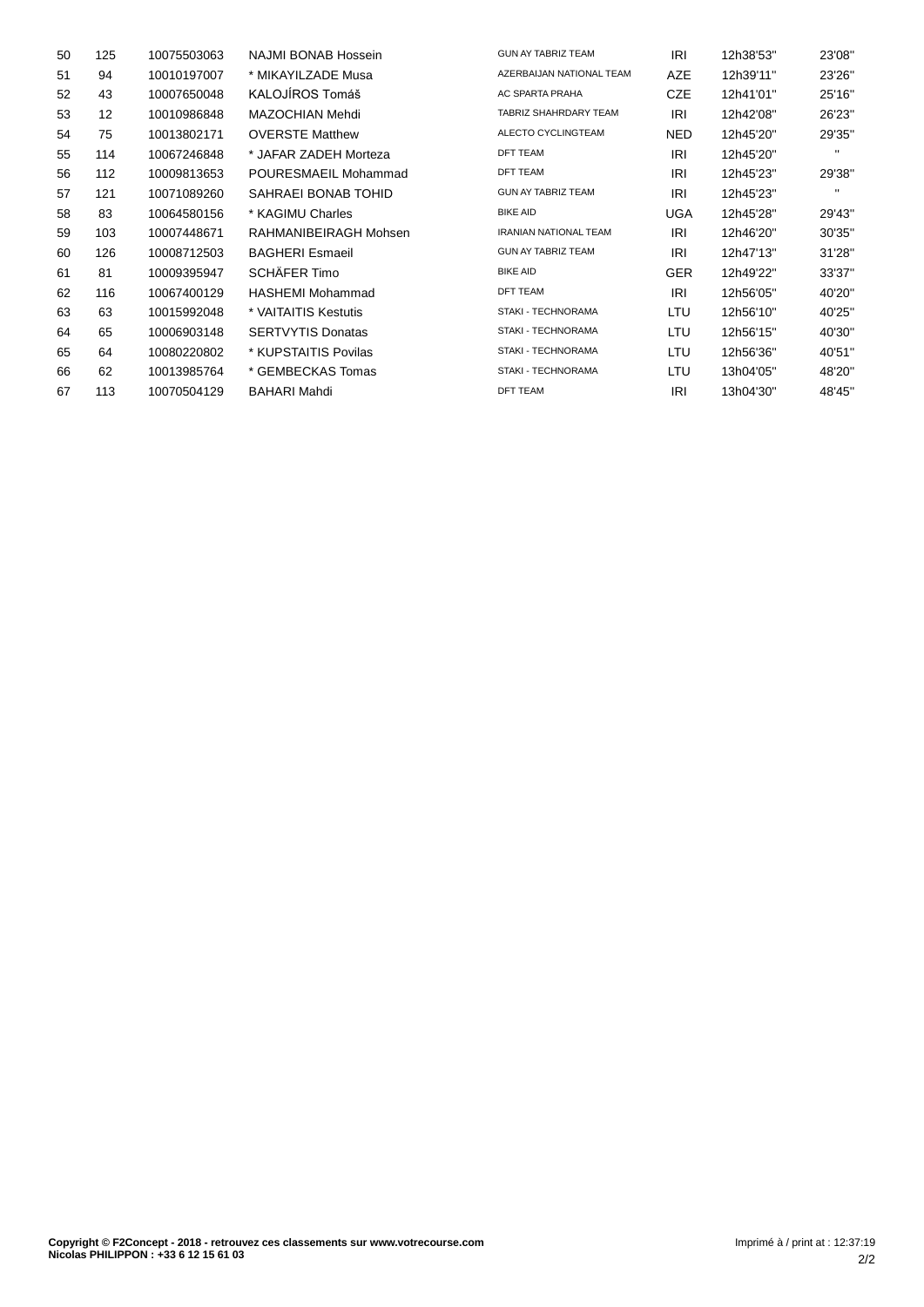| | | | | | | | |
|---|---|---|---|---|---|---|---|
| 50 | 125 | 10075503063 | NAJMI BONAB Hossein | GUN AY TABRIZ TEAM | IRI | 12h38'53'' | 23'08'' |
| 51 | 94 | 10010197007 | * MIKAYILZADE Musa | AZERBAIJAN NATIONAL TEAM | AZE | 12h39'11'' | 23'26'' |
| 52 | 43 | 10007650048 | KALOJÍROS Tomáš | AC SPARTA PRAHA | CZE | 12h41'01'' | 25'16'' |
| 53 | 12 | 10010986848 | MAZOCHIAN Mehdi | TABRIZ SHAHRDARY TEAM | IRI | 12h42'08'' | 26'23'' |
| 54 | 75 | 10013802171 | OVERSTE Matthew | ALECTO CYCLINGTEAM | NED | 12h45'20'' | 29'35'' |
| 55 | 114 | 10067246848 | * JAFAR ZADEH Morteza | DFT TEAM | IRI | 12h45'20'' | '' |
| 56 | 112 | 10009813653 | POURESMAEIL Mohammad | DFT TEAM | IRI | 12h45'23'' | 29'38'' |
| 57 | 121 | 10071089260 | SAHRAEI BONAB TOHID | GUN AY TABRIZ TEAM | IRI | 12h45'23'' | '' |
| 58 | 83 | 10064580156 | * KAGIMU Charles | BIKE AID | UGA | 12h45'28'' | 29'43'' |
| 59 | 103 | 10007448671 | RAHMANIBEIRAGH Mohsen | IRANIAN NATIONAL TEAM | IRI | 12h46'20'' | 30'35'' |
| 60 | 126 | 10008712503 | BAGHERI Esmaeil | GUN AY TABRIZ TEAM | IRI | 12h47'13'' | 31'28'' |
| 61 | 81 | 10009395947 | SCHÄFER Timo | BIKE AID | GER | 12h49'22'' | 33'37'' |
| 62 | 116 | 10067400129 | HASHEMI Mohammad | DFT TEAM | IRI | 12h56'05'' | 40'20'' |
| 63 | 63 | 10015992048 | * VAITAITIS Kestutis | STAKI - TECHNORAMA | LTU | 12h56'10'' | 40'25'' |
| 64 | 65 | 10006903148 | SERTVYTIS Donatas | STAKI - TECHNORAMA | LTU | 12h56'15'' | 40'30'' |
| 65 | 64 | 10080220802 | * KUPSTAITIS Povilas | STAKI - TECHNORAMA | LTU | 12h56'36'' | 40'51'' |
| 66 | 62 | 10013985764 | * GEMBECKAS Tomas | STAKI - TECHNORAMA | LTU | 13h04'05'' | 48'20'' |
| 67 | 113 | 10070504129 | BAHARI Mahdi | DFT TEAM | IRI | 13h04'30'' | 48'45'' |

**Copyright © F2Concept - 2018 - retrouvez ces classements sur www.votrecourse.com**
**Nicolas PHILIPPON : +33 6 12 15 61 03**

Imprimé à / print at : 12:37:19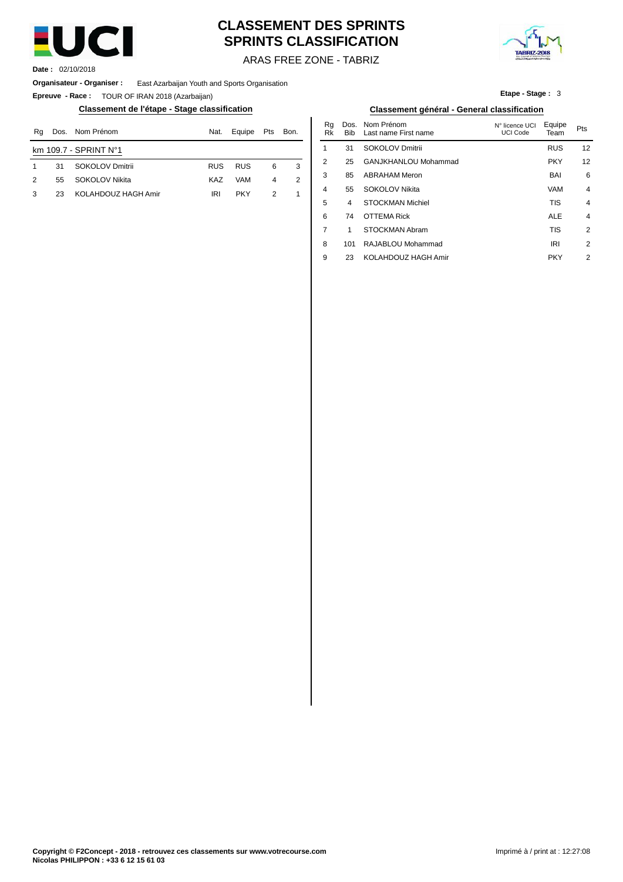# CLASSEMENT DES SPRINTS
# SPRINTS CLASSIFICATION

ARAS FREE ZONE - TABRIZ

**Date :** 02/10/2018

**Organisateur - Organiser :** East Azarbaijan Youth and Sports Organisation

**Epreuve - Race :** TOUR OF IRAN 2018 (Azarbaijan)

**Etape - Stage :** 3

## Classement de l'étape - Stage classification

| Rg | Dos. | Nom Prénom | Nat. | Equipe | Pts | Bon. |
|---|---|---|---|---|---|---|
| km 109.7 - SPRINT N°1 | | | | | | |
| 1 | 31 | SOKOLOV Dmitrii | RUS | RUS | 6 | 3 |
| 2 | 55 | SOKOLOV Nikita | KAZ | VAM | 4 | 2 |
| 3 | 23 | KOLAHDOUZ HAGH Amir | IRI | PKY | 2 | 1 |

## Classement général - General classification

| Rg Rk | Dos. Bib | Nom Prénom Last name First name | N° licence UCI UCI Code | Equipe Team | Pts |
|---|---|---|---|---|---|
| 1 | 31 | SOKOLOV Dmitrii | | RUS | 12 |
| 2 | 25 | GANJKHANLOU Mohammad | | PKY | 12 |
| 3 | 85 | ABRAHAM Meron | | BAI | 6 |
| 4 | 55 | SOKOLOV Nikita | | VAM | 4 |
| 5 | 4 | STOCKMAN Michiel | | TIS | 4 |
| 6 | 74 | OTTEMA Rick | | ALE | 4 |
| 7 | 1 | STOCKMAN Abram | | TIS | 2 |
| 8 | 101 | RAJABLOU Mohammad | | IRI | 2 |
| 9 | 23 | KOLAHDOUZ HAGH Amir | | PKY | 2 |

**Copyright © F2Concept - 2018 - retrouvez ces classements sur www.votrecourse.com**
**Nicolas PHILIPPON : +33 6 12 15 61 03**

Imprimé à / print at : 12:27:08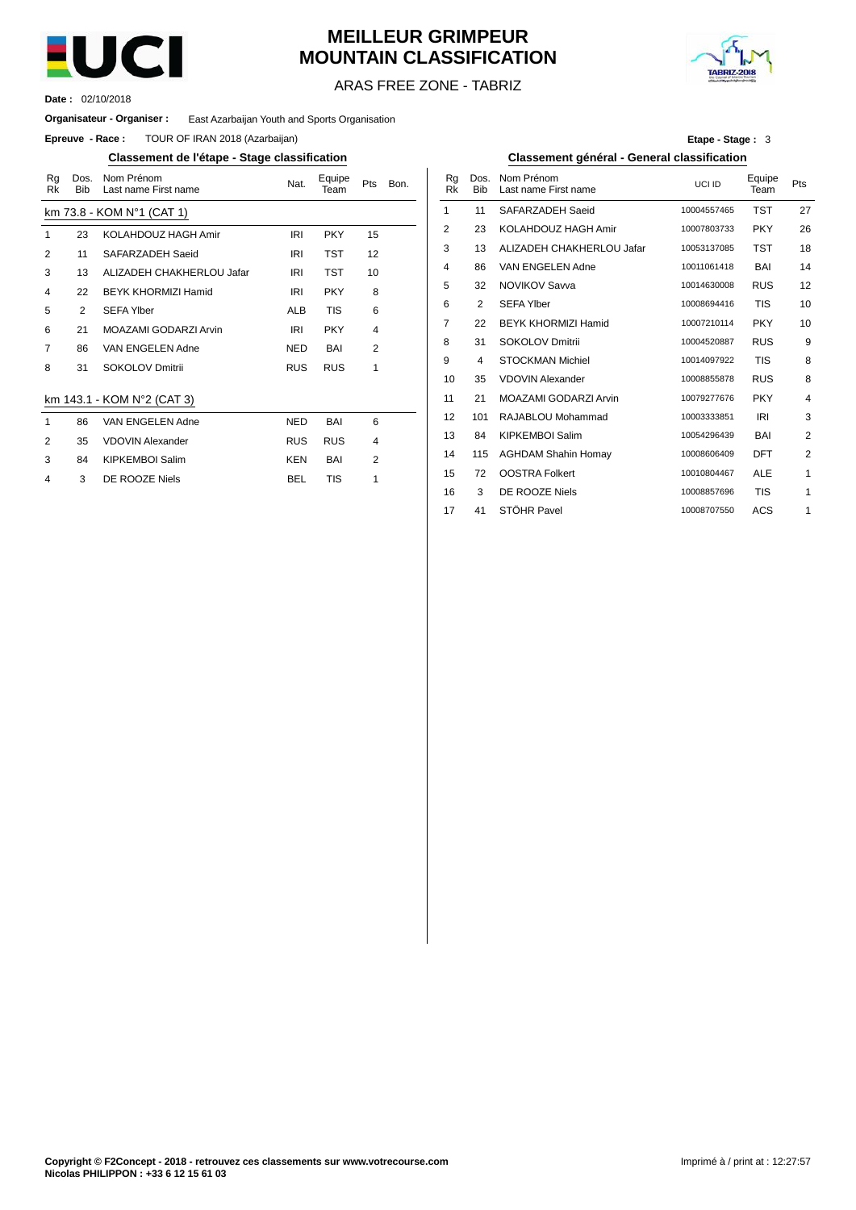# MEILLEUR GRIMPEUR
# MOUNTAIN CLASSIFICATION

ARAS FREE ZONE - TABRIZ

**Date :** 02/10/2018

**Organisateur - Organiser :** East Azarbaijan Youth and Sports Organisation

**Epreuve - Race :** TOUR OF IRAN 2018 (Azarbaijan)

**Etape - Stage :** 3

## Classement de l'étape - Stage classification

km 73.8 - KOM N°1 (CAT 1)

| Rg Rk | Dos. Bib | Nom Prénom Last name First name | Nat. | Equipe Team | Pts | Bon. |
|---|---|---|---|---|---|---|
| 1 | 23 | KOLAHDOUZ HAGH Amir | IRI | PKY | 15 | |
| 2 | 11 | SAFARZADEH Saeid | IRI | TST | 12 | |
| 3 | 13 | ALIZADEH CHAKHERLOU Jafar | IRI | TST | 10 | |
| 4 | 22 | BEYK KHORMIZI Hamid | IRI | PKY | 8 | |
| 5 | 2 | SEFA Ylber | ALB | TIS | 6 | |
| 6 | 21 | MOAZAMI GODARZI Arvin | IRI | PKY | 4 | |
| 7 | 86 | VAN ENGELEN Adne | NED | BAI | 2 | |
| 8 | 31 | SOKOLOV Dmitrii | RUS | RUS | 1 | |

km 143.1 - KOM N°2 (CAT 3)

| Rg Rk | Dos. Bib | Nom Prénom Last name First name | Nat. | Equipe Team | Pts | Bon. |
|---|---|---|---|---|---|---|
| 1 | 86 | VAN ENGELEN Adne | NED | BAI | 6 | |
| 2 | 35 | VDOVIN Alexander | RUS | RUS | 4 | |
| 3 | 84 | KIPKEMBOI Salim | KEN | BAI | 2 | |
| 4 | 3 | DE ROOZE Niels | BEL | TIS | 1 | |

## Classement général - General classification

| Rg Rk | Dos. Bib | Nom Prénom Last name First name | UCI ID | Equipe Team | Pts |
|---|---|---|---|---|---|
| 1 | 11 | SAFARZADEH Saeid | 10004557465 | TST | 27 |
| 2 | 23 | KOLAHDOUZ HAGH Amir | 10007803733 | PKY | 26 |
| 3 | 13 | ALIZADEH CHAKHERLOU Jafar | 10053137085 | TST | 18 |
| 4 | 86 | VAN ENGELEN Adne | 10011061418 | BAI | 14 |
| 5 | 32 | NOVIKOV Savva | 10014630008 | RUS | 12 |
| 6 | 2 | SEFA Ylber | 10008694416 | TIS | 10 |
| 7 | 22 | BEYK KHORMIZI Hamid | 10007210114 | PKY | 10 |
| 8 | 31 | SOKOLOV Dmitrii | 10004520887 | RUS | 9 |
| 9 | 4 | STOCKMAN Michiel | 10014097922 | TIS | 8 |
| 10 | 35 | VDOVIN Alexander | 10008855878 | RUS | 8 |
| 11 | 21 | MOAZAMI GODARZI Arvin | 10079277676 | PKY | 4 |
| 12 | 101 | RAJABLOU Mohammad | 10003333851 | IRI | 3 |
| 13 | 84 | KIPKEMBOI Salim | 10054296439 | BAI | 2 |
| 14 | 115 | AGHDAM Shahin Homay | 10008606409 | DFT | 2 |
| 15 | 72 | OOSTRA Folkert | 10010804467 | ALE | 1 |
| 16 | 3 | DE ROOZE Niels | 10008857696 | TIS | 1 |
| 17 | 41 | STÖHR Pavel | 10008707550 | ACS | 1 |

**Copyright © F2Concept - 2018 - retrouvez ces classements sur www.votrecourse.com**
**Nicolas PHILIPPON : +33 6 12 15 61 03**

Imprimé à / print at : 12:27:57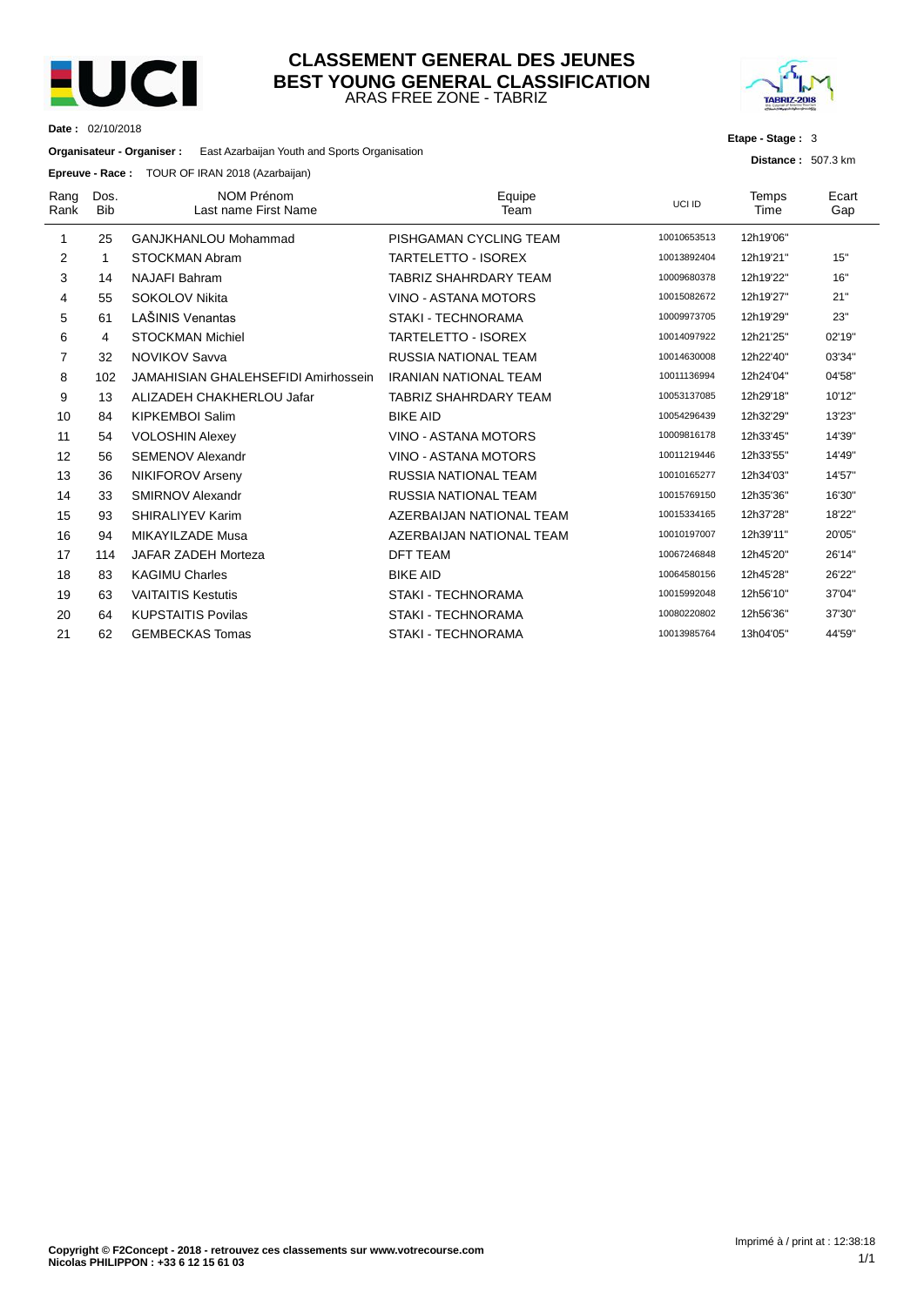# CLASSEMENT GENERAL DES JEUNES
## BEST YOUNG GENERAL CLASSIFICATION
ARAS FREE ZONE - TABRIZ

**Date :** 02/10/2018

**Organisateur - Organiser :** East Azarbaijan Youth and Sports Organisation

**Epreuve - Race :** TOUR OF IRAN 2018 (Azarbaijan)

**Etape - Stage :** 3

**Distance :** 507.3 km

| Rang Rank | Dos. Bib | NOM Prénom Last name First Name | Equipe Team | UCI ID | Temps Time | Ecart Gap |
|---|---|---|---|---|---|---|
| 1 | 25 | GANJKHANLOU Mohammad | PISHGAMAN CYCLING TEAM | 10010653513 | 12h19'06" | |
| 2 | 1 | STOCKMAN Abram | TARTELETTO - ISOREX | 10013892404 | 12h19'21" | 15" |
| 3 | 14 | NAJAFI Bahram | TABRIZ SHAHRDARY TEAM | 10009680378 | 12h19'22" | 16" |
| 4 | 55 | SOKOLOV Nikita | VINO - ASTANA MOTORS | 10015082672 | 12h19'27" | 21" |
| 5 | 61 | LAŠINIS Venantas | STAKI - TECHNORAMA | 10009973705 | 12h19'29" | 23" |
| 6 | 4 | STOCKMAN Michiel | TARTELETTO - ISOREX | 10014097922 | 12h21'25" | 02'19" |
| 7 | 32 | NOVIKOV Savva | RUSSIA NATIONAL TEAM | 10014630008 | 12h22'40" | 03'34" |
| 8 | 102 | JAMAHISIAN GHALEHSEFIDI Amirhossein | IRANIAN NATIONAL TEAM | 10011136994 | 12h24'04" | 04'58" |
| 9 | 13 | ALIZADEH CHAKHERLOU Jafar | TABRIZ SHAHRDARY TEAM | 10053137085 | 12h29'18" | 10'12" |
| 10 | 84 | KIPKEMBOI Salim | BIKE AID | 10054296439 | 12h32'29" | 13'23" |
| 11 | 54 | VOLOSHIN Alexey | VINO - ASTANA MOTORS | 10009816178 | 12h33'45" | 14'39" |
| 12 | 56 | SEMENOV Alexandr | VINO - ASTANA MOTORS | 10011219446 | 12h33'55" | 14'49" |
| 13 | 36 | NIKIFOROV Arseny | RUSSIA NATIONAL TEAM | 10010165277 | 12h34'03" | 14'57" |
| 14 | 33 | SMIRNOV Alexandr | RUSSIA NATIONAL TEAM | 10015769150 | 12h35'36" | 16'30" |
| 15 | 93 | SHIRALIYEV Karim | AZERBAIJAN NATIONAL TEAM | 10015334165 | 12h37'28" | 18'22" |
| 16 | 94 | MIKAYILZADE Musa | AZERBAIJAN NATIONAL TEAM | 10010197007 | 12h39'11" | 20'05" |
| 17 | 114 | JAFAR ZADEH Morteza | DFT TEAM | 10067246848 | 12h45'20" | 26'14" |
| 18 | 83 | KAGIMU Charles | BIKE AID | 10064580156 | 12h45'28" | 26'22" |
| 19 | 63 | VAITAITIS Kestutis | STAKI - TECHNORAMA | 10015992048 | 12h56'10" | 37'04" |
| 20 | 64 | KUPSTAITIS Povilas | STAKI - TECHNORAMA | 10080220802 | 12h56'36" | 37'30" |
| 21 | 62 | GEMBECKAS Tomas | STAKI - TECHNORAMA | 10013985764 | 13h04'05" | 44'59" |

**Copyright © F2Concept - 2018 - retrouvez ces classements sur www.votrecourse.com**
**Nicolas PHILIPPON : +33 6 12 15 61 03**

Imprimé à / print at : 12:38:18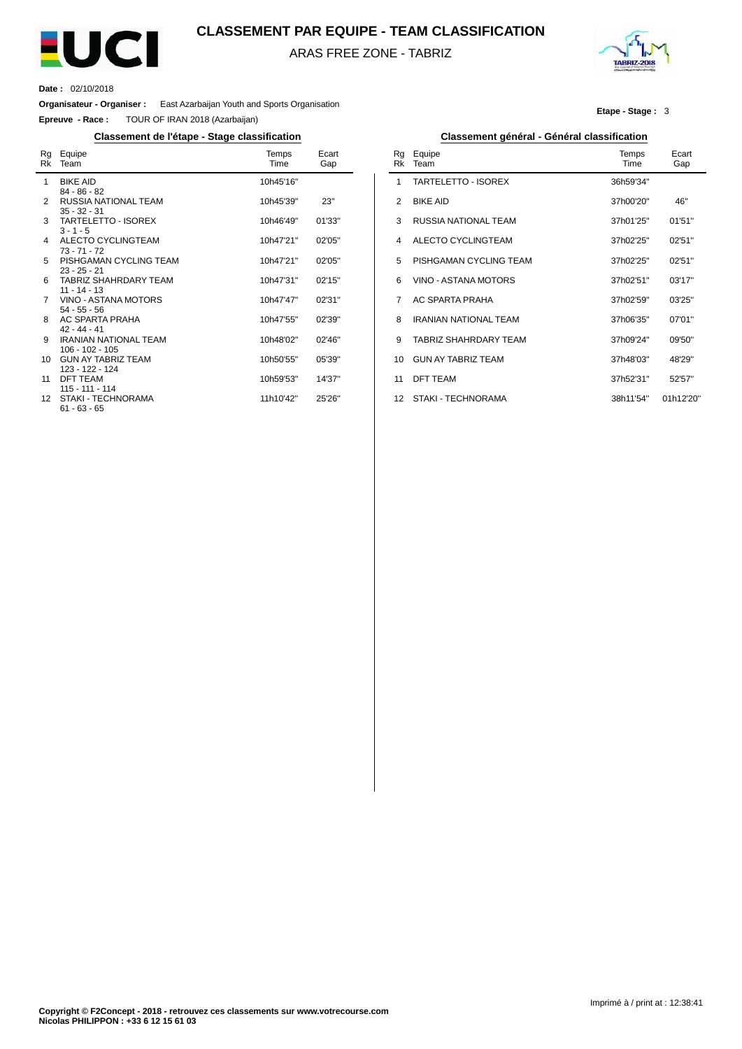# CLASSEMENT PAR EQUIPE - TEAM CLASSIFICATION

ARAS FREE ZONE - TABRIZ

**Date :** 02/10/2018

**Organisateur - Organiser :** East Azarbaijan Youth and Sports Organisation

**Epreuve - Race :** TOUR OF IRAN 2018 (Azarbaijan)

**Etape - Stage :** 3

## Classement de l'étape - Stage classification

| Rg Rk | Equipe Team | Temps Time | Ecart Gap |
|---|---|---|---|
| 1 | BIKE AID<br>84 - 86 - 82 | 10h45'16'' | |
| 2 | RUSSIA NATIONAL TEAM<br>35 - 32 - 31 | 10h45'39'' | 23'' |
| 3 | TARTELETTO - ISOREX<br>3 - 1 - 5 | 10h46'49'' | 01'33'' |
| 4 | ALECTO CYCLINGTEAM<br>73 - 71 - 72 | 10h47'21'' | 02'05'' |
| 5 | PISHGAMAN CYCLING TEAM<br>23 - 25 - 21 | 10h47'21'' | 02'05'' |
| 6 | TABRIZ SHAHRDARY TEAM<br>11 - 14 - 13 | 10h47'31'' | 02'15'' |
| 7 | VINO - ASTANA MOTORS<br>54 - 55 - 56 | 10h47'47'' | 02'31'' |
| 8 | AC SPARTA PRAHA<br>42 - 44 - 41 | 10h47'55'' | 02'39'' |
| 9 | IRANIAN NATIONAL TEAM<br>106 - 102 - 105 | 10h48'02'' | 02'46'' |
| 10 | GUN AY TABRIZ TEAM<br>123 - 122 - 124 | 10h50'55'' | 05'39'' |
| 11 | DFT TEAM<br>115 - 111 - 114 | 10h59'53'' | 14'37'' |
| 12 | STAKI - TECHNORAMA<br>61 - 63 - 65 | 11h10'42'' | 25'26'' |

## Classement général - Général classification

| Rg Rk | Equipe Team | Temps Time | Ecart Gap |
|---|---|---|---|
| 1 | TARTELETTO - ISOREX | 36h59'34'' | |
| 2 | BIKE AID | 37h00'20'' | 46'' |
| 3 | RUSSIA NATIONAL TEAM | 37h01'25'' | 01'51'' |
| 4 | ALECTO CYCLINGTEAM | 37h02'25'' | 02'51'' |
| 5 | PISHGAMAN CYCLING TEAM | 37h02'25'' | 02'51'' |
| 6 | VINO - ASTANA MOTORS | 37h02'51'' | 03'17'' |
| 7 | AC SPARTA PRAHA | 37h02'59'' | 03'25'' |
| 8 | IRANIAN NATIONAL TEAM | 37h06'35'' | 07'01'' |
| 9 | TABRIZ SHAHRDARY TEAM | 37h09'24'' | 09'50'' |
| 10 | GUN AY TABRIZ TEAM | 37h48'03'' | 48'29'' |
| 11 | DFT TEAM | 37h52'31'' | 52'57'' |
| 12 | STAKI - TECHNORAMA | 38h11'54'' | 01h12'20'' |

Imprimé à / print at : 12:38:41

**Copyright © F2Concept - 2018 - retrouvez ces classements sur www.votrecourse.com**
**Nicolas PHILIPPON : +33 6 12 15 61 03**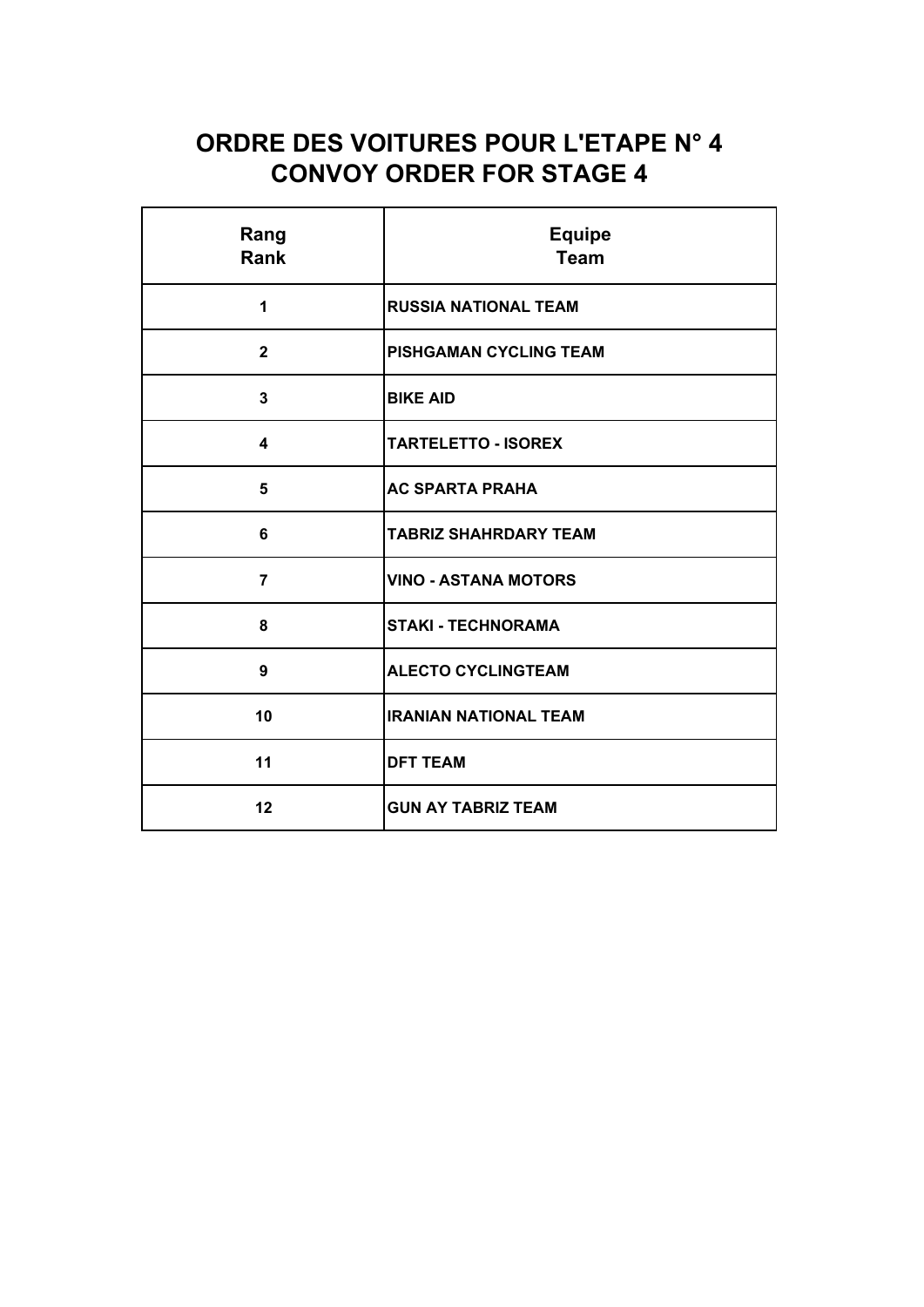# ORDRE DES VOITURES POUR L'ETAPE N° 4
# CONVOY ORDER FOR STAGE 4

| Rang<br>Rank | Equipe<br>Team |
|---|---|
| 1 | RUSSIA NATIONAL TEAM |
| 2 | PISHGAMAN CYCLING TEAM |
| 3 | BIKE AID |
| 4 | TARTELETTO - ISOREX |
| 5 | AC SPARTA PRAHA |
| 6 | TABRIZ SHAHRDARY TEAM |
| 7 | VINO - ASTANA MOTORS |
| 8 | STAKI - TECHNORAMA |
| 9 | ALECTO CYCLINGTEAM |
| 10 | IRANIAN NATIONAL TEAM |
| 11 | DFT TEAM |
| 12 | GUN AY TABRIZ TEAM |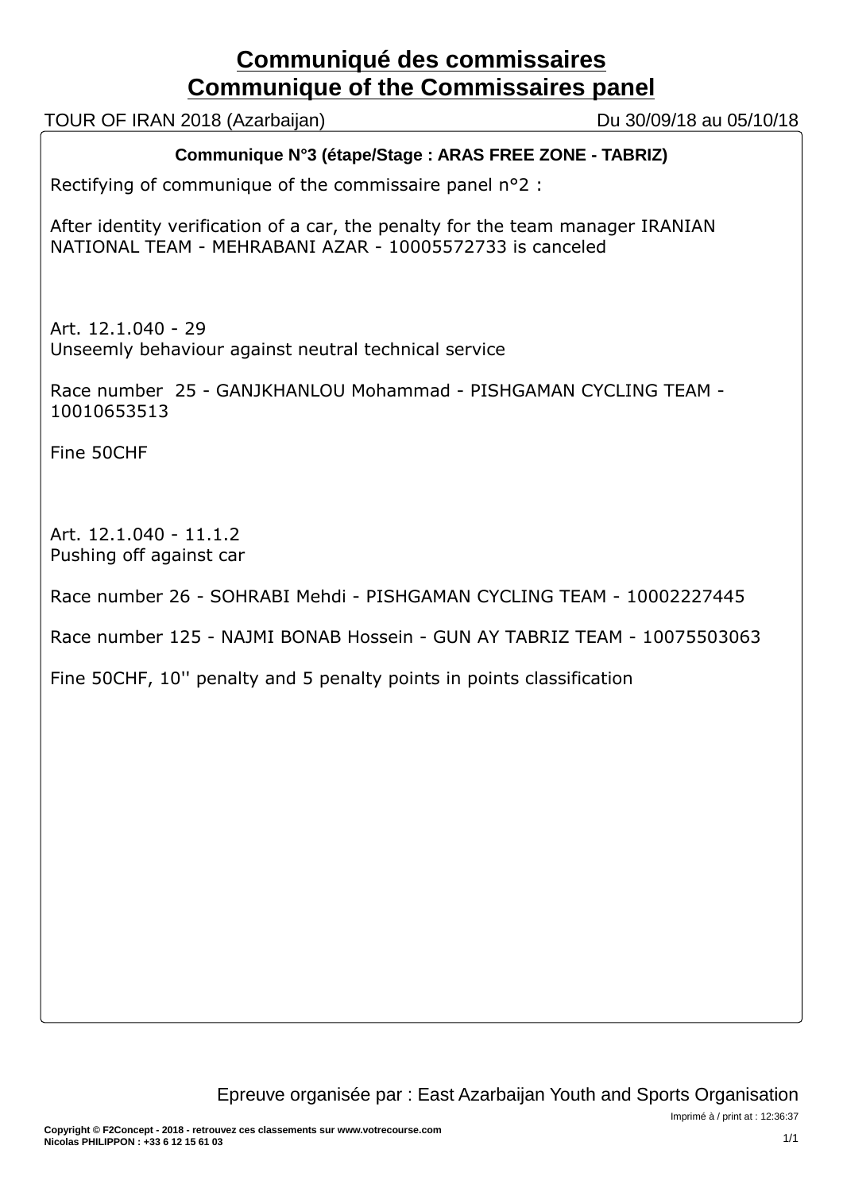# Communiqué des commissaires
# Communique of the Commissaires panel

TOUR OF IRAN 2018 (Azarbaijan) — Du 30/09/18 au 05/10/18

**Communique N°3 (étape/Stage : ARAS FREE ZONE - TABRIZ)**

Rectifying of communique of the commissaire panel n°2 :

After identity verification of a car, the penalty for the team manager IRANIAN NATIONAL TEAM - MEHRABANI AZAR - 10005572733 is canceled

Art. 12.1.040 - 29
Unseemly behaviour against neutral technical service

Race number 25 - GANJKHANLOU Mohammad - PISHGAMAN CYCLING TEAM - 10010653513

Fine 50CHF

Art. 12.1.040 - 11.1.2
Pushing off against car

Race number 26 - SOHRABI Mehdi - PISHGAMAN CYCLING TEAM - 10002227445

Race number 125 - NAJMI BONAB Hossein - GUN AY TABRIZ TEAM - 10075503063

Fine 50CHF, 10'' penalty and 5 penalty points in points classification

Epreuve organisée par : East Azarbaijan Youth and Sports Organisation

Imprimé à / print at : 12:36:37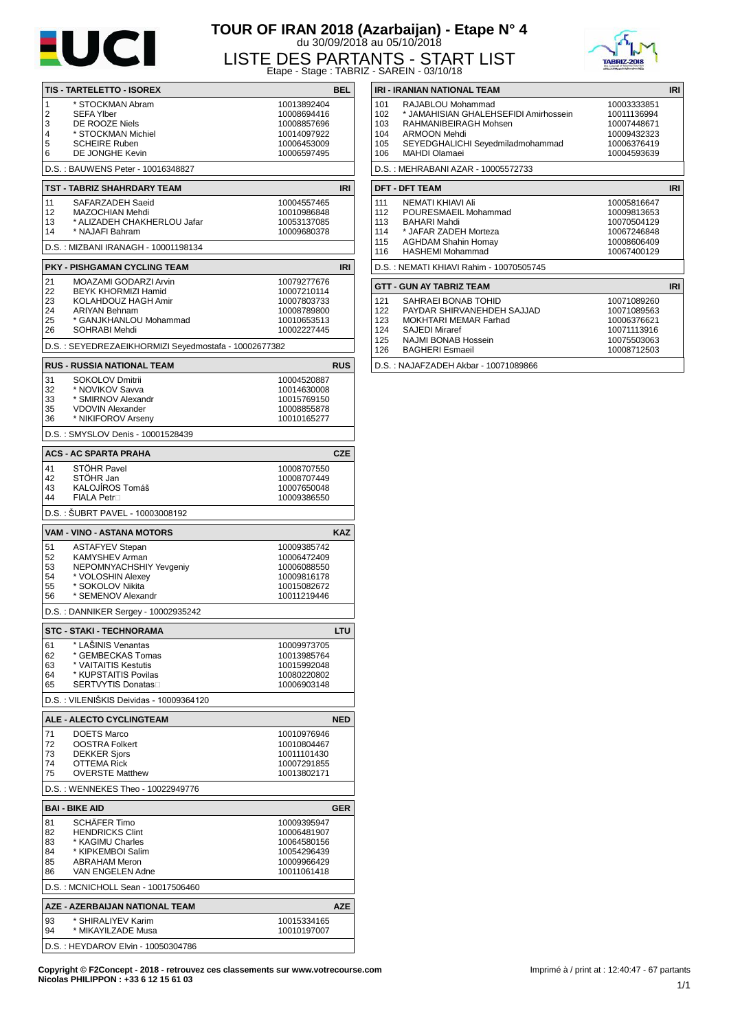# TOUR OF IRAN 2018 (Azarbaijan) - Etape N° 4

du 30/09/2018 au 05/10/2018

## LISTE DES PARTANTS - START LIST

Etape - Stage : TABRIZ - SAREIN - 03/10/18

### TIS - TARTELETTO - ISOREX — BEL

| N° | Name | UCI ID |
|---|---|---|
| 1 | * STOCKMAN Abram | 10013892404 |
| 2 | SEFA Ylber | 10008694416 |
| 3 | DE ROOZE Niels | 10008857696 |
| 4 | * STOCKMAN Michiel | 10014097922 |
| 5 | SCHEIRE Ruben | 10006453009 |
| 6 | DE JONGHE Kevin | 10006597495 |

D.S. : BAUWENS Peter - 10016348827

### TST - TABRIZ SHAHRDARY TEAM — IRI

| N° | Name | UCI ID |
|---|---|---|
| 11 | SAFARZADEH Saeid | 10004557465 |
| 12 | MAZOCHIAN Mehdi | 10010986848 |
| 13 | * ALIZADEH CHAKHERLOU Jafar | 10053137085 |
| 14 | * NAJAFI Bahram | 10009680378 |

D.S. : MIZBANI IRANAGH - 10001198134

### PKY - PISHGAMAN CYCLING TEAM — IRI

| N° | Name | UCI ID |
|---|---|---|
| 21 | MOAZAMI GODARZI Arvin | 10079277676 |
| 22 | BEYK KHORMIZI Hamid | 10007210114 |
| 23 | KOLAHDOUZ HAGH Amir | 10007803733 |
| 24 | ARIYAN Behnam | 10008789800 |
| 25 | * GANJKHANLOU Mohammad | 10010653513 |
| 26 | SOHRABI Mehdi | 10002227445 |

D.S. : SEYEDREZAEIKHORMIZI Seyedmostafa - 10002677382

### RUS - RUSSIA NATIONAL TEAM — RUS

| N° | Name | UCI ID |
|---|---|---|
| 31 | SOKOLOV Dmitrii | 10004520887 |
| 32 | * NOVIKOV Savva | 10014630008 |
| 33 | * SMIRNOV Alexandr | 10015769150 |
| 35 | VDOVIN Alexander | 10008855878 |
| 36 | * NIKIFOROV Arseny | 10010165277 |

D.S. : SMYSLOV Denis - 10001528439

### ACS - AC SPARTA PRAHA — CZE

| N° | Name | UCI ID |
|---|---|---|
| 41 | STÖHR Pavel | 10008707550 |
| 42 | STÖHR Jan | 10008707449 |
| 43 | KALOJÍROS Tomáš | 10007650048 |
| 44 | FIALA Petr | 10009386550 |

D.S. : ŠUBRT PAVEL - 10003008192

### VAM - VINO - ASTANA MOTORS — KAZ

| N° | Name | UCI ID |
|---|---|---|
| 51 | ASTAFYEV Stepan | 10009385742 |
| 52 | KAMYSHEV Arman | 10006472409 |
| 53 | NEPOMNYACHSHIY Yevgeniy | 10006088550 |
| 54 | * VOLOSHIN Alexey | 10009816178 |
| 55 | * SOKOLOV Nikita | 10015082672 |
| 56 | * SEMENOV Alexandr | 10011219446 |

D.S. : DANNIKER Sergey - 10002935242

### STC - STAKI - TECHNORAMA — LTU

| N° | Name | UCI ID |
|---|---|---|
| 61 | * LAŠINIS Venantas | 10009973705 |
| 62 | * GEMBECKAS Tomas | 10013985764 |
| 63 | * VAITAITIS Kestutis | 10015992048 |
| 64 | * KUPSTAITIS Povilas | 10080220802 |
| 65 | SERTVYTIS Donatas | 10006903148 |

D.S. : VILENIŠKIS Deividas - 10009364120

### ALE - ALECTO CYCLINGTEAM — NED

| N° | Name | UCI ID |
|---|---|---|
| 71 | DOETS Marco | 10010976946 |
| 72 | OOSTRA Folkert | 10010804467 |
| 73 | DEKKER Sjors | 10011101430 |
| 74 | OTTEMA Rick | 10007291855 |
| 75 | OVERSTE Matthew | 10013802171 |

D.S. : WENNEKES Theo - 10022949776

### BAI - BIKE AID — GER

| N° | Name | UCI ID |
|---|---|---|
| 81 | SCHÄFER Timo | 10009395947 |
| 82 | HENDRICKS Clint | 10006481907 |
| 83 | * KAGIMU Charles | 10064580156 |
| 84 | * KIPKEMBOI Salim | 10054296439 |
| 85 | ABRAHAM Meron | 10009966429 |
| 86 | VAN ENGELEN Adne | 10011061418 |

D.S. : MCNICHOLL Sean - 10017506460

### AZE - AZERBAIJAN NATIONAL TEAM — AZE

| N° | Name | UCI ID |
|---|---|---|
| 93 | * SHIRALIYEV Karim | 10015334165 |
| 94 | * MIKAYILZADE Musa | 10010197007 |

D.S. : HEYDAROV Elvin - 10050304786

### IRI - IRANIAN NATIONAL TEAM — IRI

| N° | Name | UCI ID |
|---|---|---|
| 101 | RAJABLOU Mohammad | 10003333851 |
| 102 | * JAMAHISIAN GHALEHSEFIDI Amirhossein | 10011136994 |
| 103 | RAHMANIBEIRAGH Mohsen | 10007448671 |
| 104 | ARMOON Mehdi | 10009432323 |
| 105 | SEYEDGHALICHI Seyedmiladmohammad | 10006376419 |
| 106 | MAHDI Olamaei | 10004593639 |

D.S. : MEHRABANI AZAR - 10005572733

### DFT - DFT TEAM — IRI

| N° | Name | UCI ID |
|---|---|---|
| 111 | NEMATI KHIAVI Ali | 10005816647 |
| 112 | POURESMAEIL Mohammad | 10009813653 |
| 113 | BAHARI Mahdi | 10070504129 |
| 114 | * JAFAR ZADEH Morteza | 10067246848 |
| 115 | AGHDAM Shahin Homay | 10008606409 |
| 116 | HASHEMI Mohammad | 10067400129 |

D.S. : NEMATI KHIAVI Rahim - 10070505745

### GTT - GUN AY TABRIZ TEAM — IRI

| N° | Name | UCI ID |
|---|---|---|
| 121 | SAHRAEI BONAB TOHID | 10071089260 |
| 122 | PAYDAR SHIRVANEHDEH SAJJAD | 10071089563 |
| 123 | MOKHTARI MEMAR Farhad | 10006376621 |
| 124 | SAJEDI Miraref | 10071113916 |
| 125 | NAJMI BONAB Hossein | 10075503063 |
| 126 | BAGHERI Esmaeil | 10008712503 |

D.S. : NAJAFZADEH Akbar - 10071089866

**Copyright © F2Concept - 2018 - retrouvez ces classements sur www.votrecourse.com**
**Nicolas PHILIPPON : +33 6 12 15 61 03**

Imprimé à / print at : 12:40:47 - 67 partants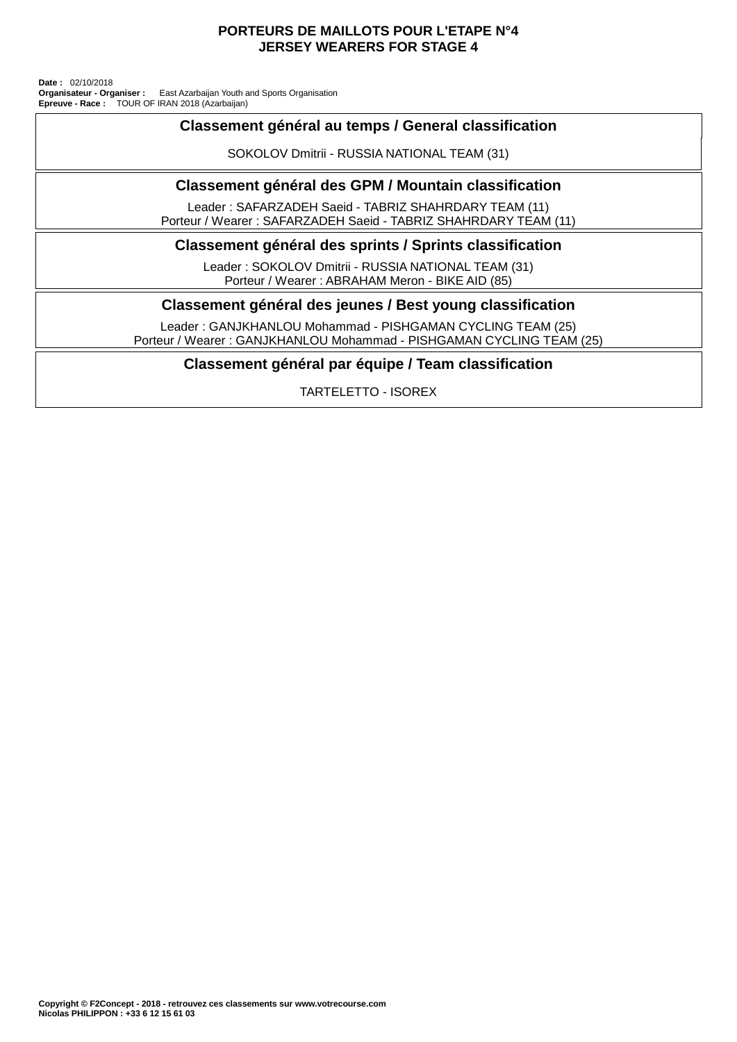# PORTEURS DE MAILLOTS POUR L'ETAPE N°4
# JERSEY WEARERS FOR STAGE 4

**Date :** 02/10/2018
**Organisateur - Organiser :** East Azarbaijan Youth and Sports Organisation
**Epreuve - Race :** TOUR OF IRAN 2018 (Azarbaijan)

## Classement général au temps / General classification

SOKOLOV Dmitrii - RUSSIA NATIONAL TEAM (31)

## Classement général des GPM / Mountain classification

Leader : SAFARZADEH Saeid - TABRIZ SHAHRDARY TEAM (11)
Porteur / Wearer : SAFARZADEH Saeid - TABRIZ SHAHRDARY TEAM (11)

## Classement général des sprints / Sprints classification

Leader : SOKOLOV Dmitrii - RUSSIA NATIONAL TEAM (31)
Porteur / Wearer : ABRAHAM Meron - BIKE AID (85)

## Classement général des jeunes / Best young classification

Leader : GANJKHANLOU Mohammad - PISHGAMAN CYCLING TEAM (25)
Porteur / Wearer : GANJKHANLOU Mohammad - PISHGAMAN CYCLING TEAM (25)

## Classement général par équipe / Team classification

TARTELETTO - ISOREX

**Copyright © F2Concept - 2018 - retrouvez ces classements sur www.votrecourse.com**
**Nicolas PHILIPPON : +33 6 12 15 61 03**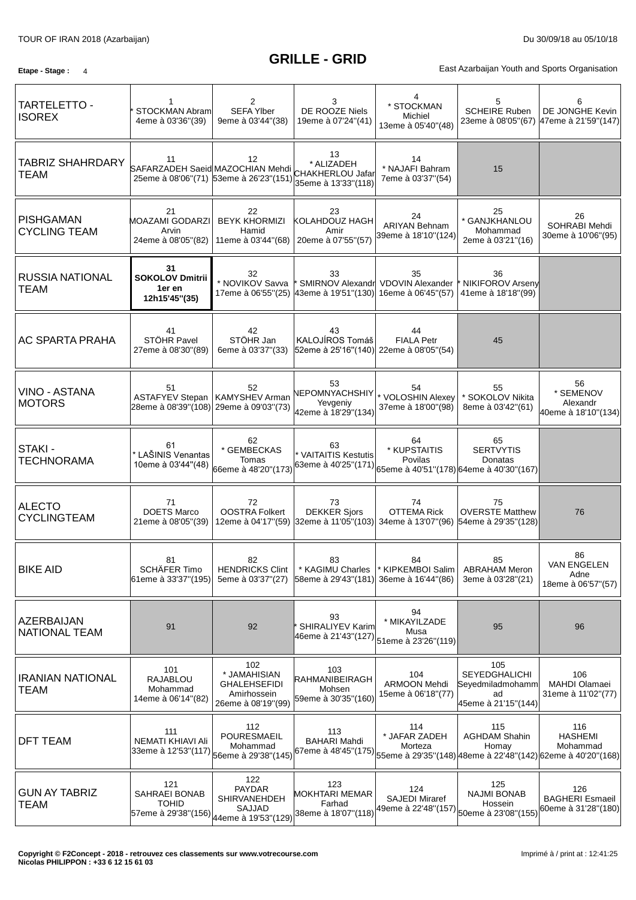TOUR OF IRAN 2018 (Azarbaijan) — Du 30/09/18 au 05/10/18

# GRILLE - GRID

**Etape - Stage :** 4

East Azarbaijan Youth and Sports Organisation

| | | | | | | |
|---|---|---|---|---|---|---|
| TARTELETTO - ISOREX | 1 * STOCKMAN Abram 4eme à 03'36''(39) | 2 SEFA Ylber 9eme à 03'44''(38) | 3 DE ROOZE Niels 19eme à 07'24''(41) | 4 * STOCKMAN Michiel 13eme à 05'40''(48) | 5 SCHEIRE Ruben 23eme à 08'05''(67) | 6 DE JONGHE Kevin 47eme à 21'59''(147) |
| TABRIZ SHAHRDARY TEAM | 11 SAFARZADEH Saeid 25eme à 08'06''(71) | 12 MAZOCHIAN Mehdi 53eme à 26'23''(151) | 13 * ALIZADEH CHAKHERLOU Jafar 35eme à 13'33''(118) | 14 * NAJAFI Bahram 7eme à 03'37''(54) | 15 | |
| PISHGAMAN CYCLING TEAM | 21 MOAZAMI GODARZI Arvin 24eme à 08'05''(82) | 22 BEYK KHORMIZI Hamid 11eme à 03'44''(68) | 23 KOLAHDOUZ HAGH Amir 20eme à 07'55''(57) | 24 ARIYAN Behnam 39eme à 18'10''(124) | 25 * GANJKHANLOU Mohammad 2eme à 03'21''(16) | 26 SOHRABI Mehdi 30eme à 10'06''(95) |
| RUSSIA NATIONAL TEAM | **31 SOKOLOV Dmitrii 1er en 12h15'45''(35)** | 32 * NOVIKOV Savva 17eme à 06'55''(25) | 33 * SMIRNOV Alexandr 43eme à 19'51''(130) | 35 VDOVIN Alexander 16eme à 06'45''(57) | 36 * NIKIFOROV Arseny 41eme à 18'18''(99) | |
| AC SPARTA PRAHA | 41 STÖHR Pavel 27eme à 08'30''(89) | 42 STÖHR Jan 6eme à 03'37''(33) | 43 KALOJÍROS Tomáš 52eme à 25'16''(140) | 44 FIALA Petr 22eme à 08'05''(54) | 45 | |
| VINO - ASTANA MOTORS | 51 ASTAFYEV Stepan 28eme à 08'39''(108) | 52 KAMYSHEV Arman 29eme à 09'03''(73) | 53 NEPOMNYACHSHIY Yevgeniy 42eme à 18'29''(134) | 54 * VOLOSHIN Alexey 37eme à 18'00''(98) | 55 * SOKOLOV Nikita 8eme à 03'42''(61) | 56 * SEMENOV Alexandr 40eme à 18'10''(134) |
| STAKI - TECHNORAMA | 61 * LAŠINIS Venantas 10eme à 03'44''(48) | 62 * GEMBECKAS Tomas 66eme à 48'20''(173) | 63 * VAITAITIS Kestutis 63eme à 40'25''(171) | 64 * KUPSTAITIS Povilas 65eme à 40'51''(178) | 65 SERTVYTIS Donatas 64eme à 40'30''(167) | |
| ALECTO CYCLINGTEAM | 71 DOETS Marco 21eme à 08'05''(39) | 72 OOSTRA Folkert 12eme à 04'17''(59) | 73 DEKKER Sjors 32eme à 11'05''(103) | 74 OTTEMA Rick 34eme à 13'07''(96) | 75 OVERSTE Matthew 54eme à 29'35''(128) | 76 |
| BIKE AID | 81 SCHÄFER Timo 61eme à 33'37''(195) | 82 HENDRICKS Clint 5eme à 03'37''(27) | 83 * KAGIMU Charles 58eme à 29'43''(181) | 84 * KIPKEMBOI Salim 36eme à 16'44''(86) | 85 ABRAHAM Meron 3eme à 03'28''(21) | 86 VAN ENGELEN Adne 18eme à 06'57''(57) |
| AZERBAIJAN NATIONAL TEAM | 91 | 92 | 93 * SHIRALIYEV Karim 46eme à 21'43''(127) | 94 * MIKAYILZADE Musa 51eme à 23'26''(119) | 95 | 96 |
| IRANIAN NATIONAL TEAM | 101 RAJABLOU Mohammad 14eme à 06'14''(82) | 102 * JAMAHISIAN GHALEHSEFIDI Amirhossein 26eme à 08'19''(99) | 103 RAHMANIBEIRAGH Mohsen 59eme à 30'35''(160) | 104 ARMOON Mehdi 15eme à 06'18''(77) | 105 SEYEDGHALICHI Seyedmiladmohammad 45eme à 21'15''(144) | 106 MAHDI Olamaei 31eme à 11'02''(77) |
| DFT TEAM | 111 NEMATI KHIAVI Ali 33eme à 12'53''(117) | 112 POURESMAEIL Mohammad 56eme à 29'38''(145) | 113 BAHARI Mahdi 67eme à 48'45''(175) | 114 * JAFAR ZADEH Morteza 55eme à 29'35''(148) | 115 AGHDAM Shahin Homay 48eme à 22'48''(142) | 116 HASHEMI Mohammad 62eme à 40'20''(168) |
| GUN AY TABRIZ TEAM | 121 SAHRAEI BONAB TOHID 57eme à 29'38''(156) | 122 PAYDAR SHIRVANEHDEH SAJJAD 44eme à 19'53''(129) | 123 MOKHTARI MEMAR Farhad 38eme à 18'07''(118) | 124 SAJEDI Miraref 49eme à 22'48''(157) | 125 NAJMI BONAB Hossein 50eme à 23'08''(155) | 126 BAGHERI Esmaeil 60eme à 31'28''(180) |

**Copyright © F2Concept - 2018 - retrouvez ces classements sur www.votrecourse.com**
**Nicolas PHILIPPON : +33 6 12 15 61 03**

Imprimé à / print at : 12:41:25